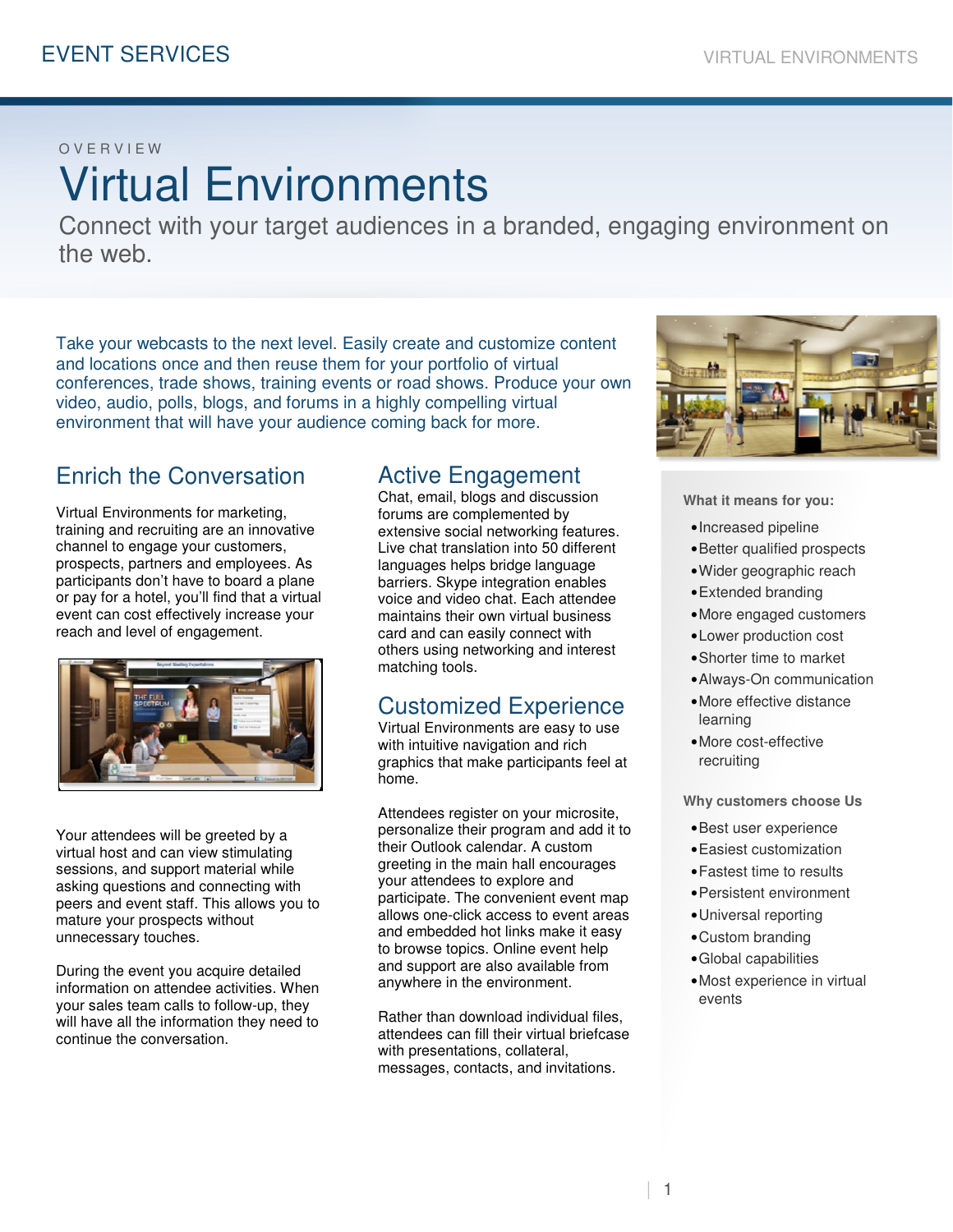OVERVIEW

# Virtual Environments

Connect with your target audiences in a branded, engaging environment on the web.

Take your webcasts to the next level. Easily create and customize content and locations once and then reuse them for your portfolio of virtual conferences, trade shows, training events or road shows. Produce your own video, audio, polls, blogs, and forums in a highly compelling virtual environment that will have your audience coming back for more.

## Enrich the Conversation

Virtual Environments for marketing, training and recruiting are an innovative channel to engage your customers, prospects, partners and employees. As participants don't have to board a plane or pay for a hotel, you'll find that a virtual event can cost effectively increase your reach and level of engagement.

Your attendees will be greeted by a virtual host and can view stimulating sessions, and support material while asking questions and connecting with peers and event staff. This allows you to mature your prospects without unnecessary touches.

During the event you acquire detailed information on attendee activities. When your sales team calls to follow-up, they will have all the information they need to continue the conversation.

## Active Engagement

Chat, email, blogs and discussion forums are complemented by extensive social networking features. Live chat translation into 50 different languages helps bridge language barriers. Skype integration enables voice and video chat. Each attendee maintains their own virtual business card and can easily connect with others using networking and interest matching tools.

## Customized Experience

Virtual Environments are easy to use with intuitive navigation and rich graphics that make participants feel at home.

Attendees register on your microsite, personalize their program and add it to their Outlook calendar. A custom greeting in the main hall encourages your attendees to explore and participate. The convenient event map allows one-click access to event areas and embedded hot links make it easy to browse topics. Online event help and support are also available from anywhere in the environment.

Rather than download individual files, attendees can fill their virtual briefcase with presentations, collateral, messages, contacts, and invitations.

**What it means for you:**

- Increased pipeline
- Better qualified prospects
- Wider geographic reach
- Extended branding
- More engaged customers
- Lower production cost
- Shorter time to market
- Always-On communication
- More effective distance learning
- More cost-effective recruiting

**Why customers choose Us**

- Best user experience
- Easiest customization
- Fastest time to results
- Persistent environment
- Universal reporting
- Custom branding
- Global capabilities
- Most experience in virtual events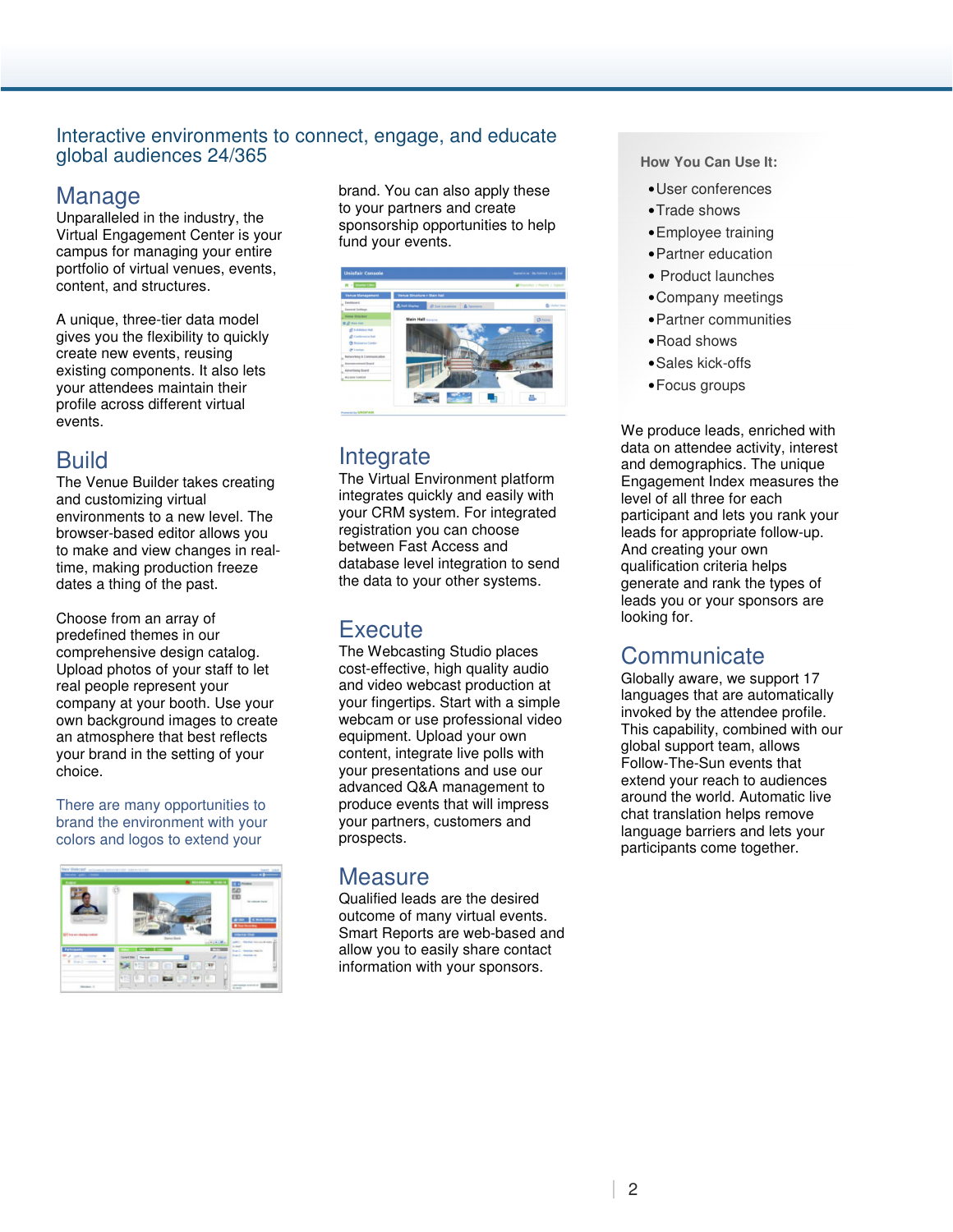## Interactive environments to connect, engage, and educate global audiences 24/365

### Manage

Unparalleled in the industry, the Virtual Engagement Center is your campus for managing your entire portfolio of virtual venues, events, content, and structures.

A unique, three-tier data model gives you the flexibility to quickly create new events, reusing existing components. It also lets your attendees maintain their profile across different virtual events.

### Build

The Venue Builder takes creating and customizing virtual environments to a new level. The browser-based editor allows you to make and view changes in real-time, making production freeze dates a thing of the past.

Choose from an array of predefined themes in our comprehensive design catalog. Upload photos of your staff to let real people represent your company at your booth. Use your own background images to create an atmosphere that best reflects your brand in the setting of your choice.

There are many opportunities to brand the environment with your colors and logos to extend your brand. You can also apply these to your partners and create sponsorship opportunities to help fund your events.

### Integrate

The Virtual Environment platform integrates quickly and easily with your CRM system. For integrated registration you can choose between Fast Access and database level integration to send the data to your other systems.

### Execute

The Webcasting Studio places cost-effective, high quality audio and video webcast production at your fingertips. Start with a simple webcam or use professional video equipment. Upload your own content, integrate live polls with your presentations and use our advanced Q&A management to produce events that will impress your partners, customers and prospects.

### Measure

Qualified leads are the desired outcome of many virtual events. Smart Reports are web-based and allow you to easily share contact information with your sponsors.

**How You Can Use It:**

- User conferences
- Trade shows
- Employee training
- Partner education
- Product launches
- Company meetings
- Partner communities
- Road shows
- Sales kick-offs
- Focus groups

We produce leads, enriched with data on attendee activity, interest and demographics. The unique Engagement Index measures the level of all three for each participant and lets you rank your leads for appropriate follow-up. And creating your own qualification criteria helps generate and rank the types of leads you or your sponsors are looking for.

### Communicate

Globally aware, we support 17 languages that are automatically invoked by the attendee profile. This capability, combined with our global support team, allows Follow-The-Sun events that extend your reach to audiences around the world. Automatic live chat translation helps remove language barriers and lets your participants come together.